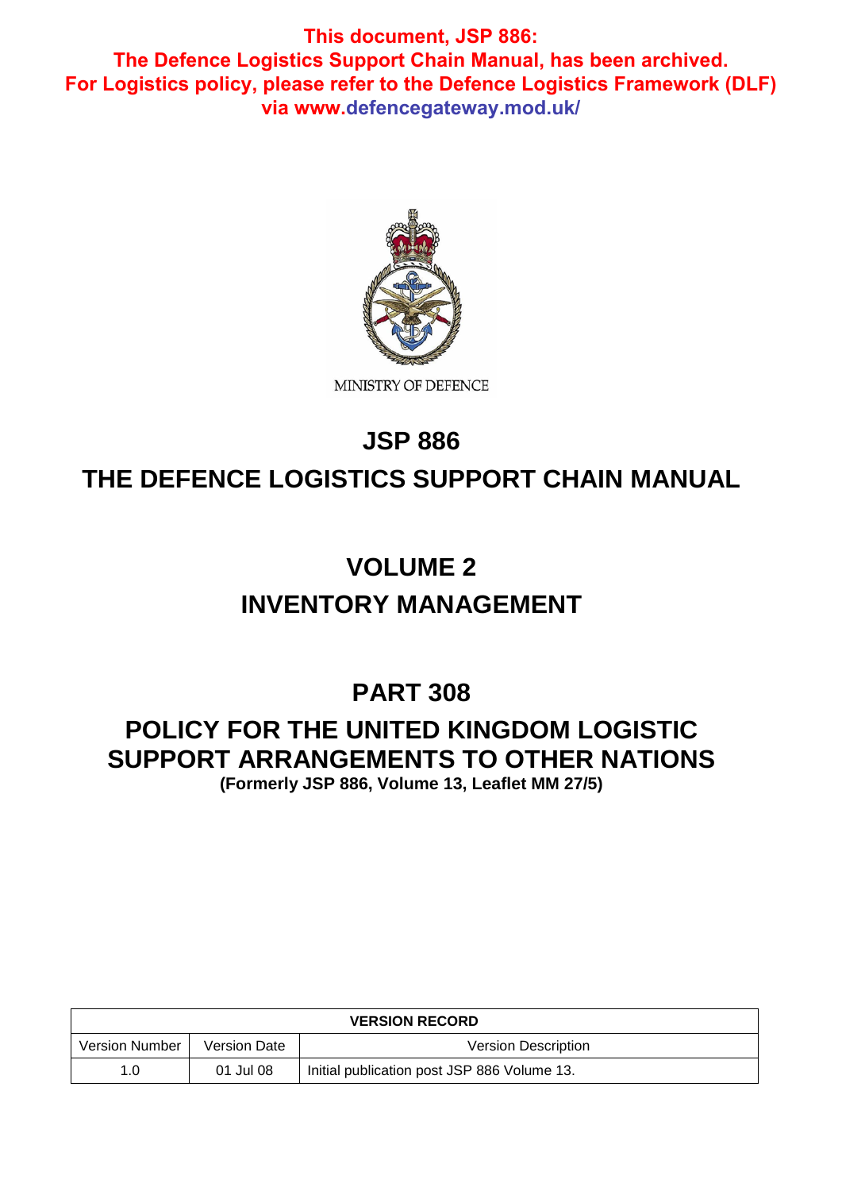**This document, JSP 886: The Defence Logistics Support Chain Manual, has been archived. For Logistics policy, please refer to the Defence Logistics Framework (DLF) via www.defencegateway.mod.uk/**

MINISTRY OF DEFENCE

# JSP 886

# THE DEFENCE LOGISTICS SUPPORT CHAIN MANUAL

# VOLUME 2

# INVENTORY MANAGEMENT

# PART 308

# POLICY FOR THE UNITED KINGDOM LOGISTIC SUPPORT ARRANGEMENTS TO OTHER NATIONS

**(Formerly JSP 886, Volume 13, Leaflet MM 27/5)**

| VERSION RECORD | | |
|---|---|---|
| Version Number | Version Date | Version Description |
| 1.0 | 01 Jul 08 | Initial publication post JSP 886 Volume 13. |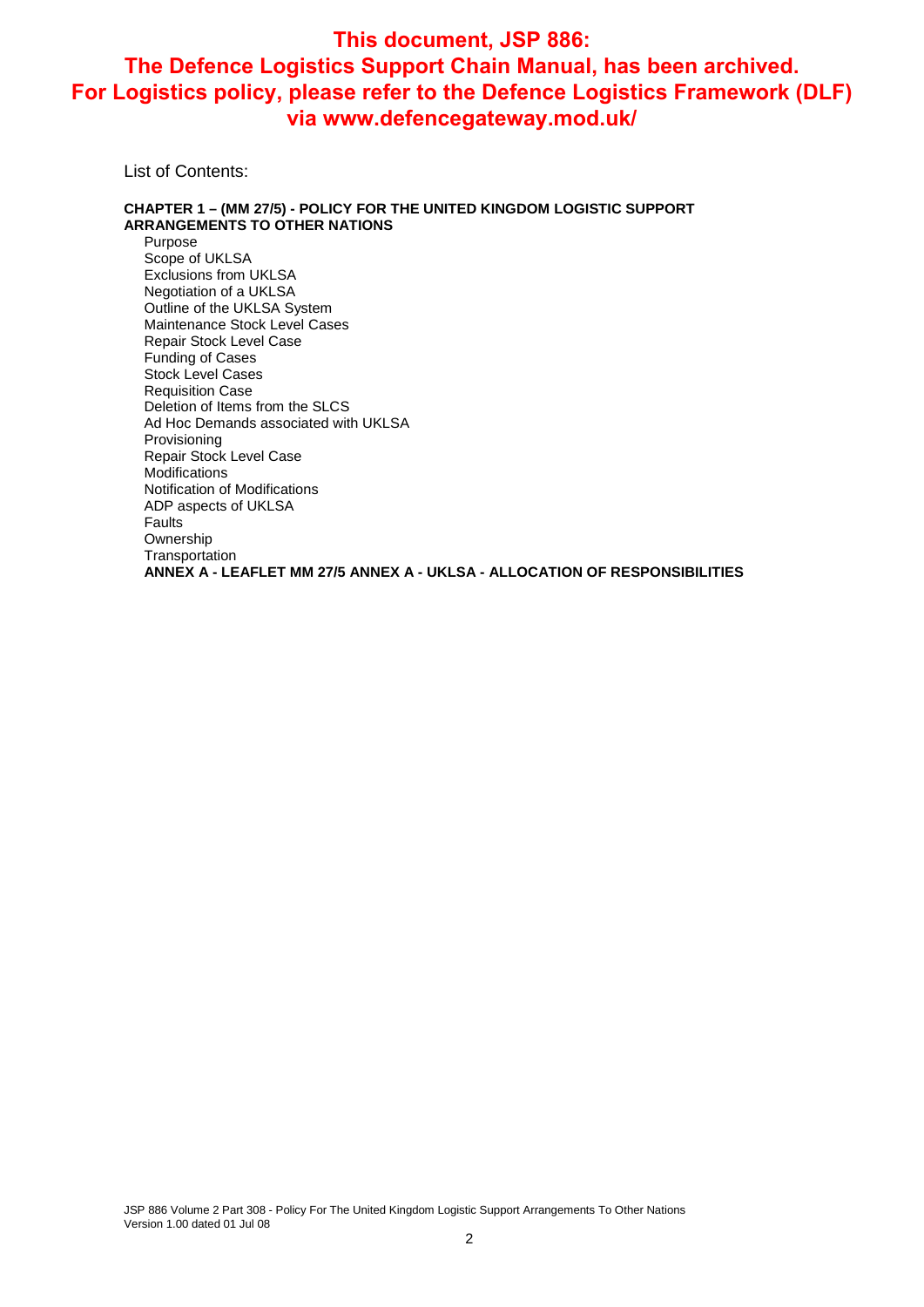**This document, JSP 886: The Defence Logistics Support Chain Manual, has been archived. For Logistics policy, please refer to the Defence Logistics Framework (DLF) via www.defencegateway.mod.uk/**

List of Contents:

**CHAPTER 1 – (MM 27/5) - POLICY FOR THE UNITED KINGDOM LOGISTIC SUPPORT ARRANGEMENTS TO OTHER NATIONS**

- Purpose
- Scope of UKLSA
- Exclusions from UKLSA
- Negotiation of a UKLSA
- Outline of the UKLSA System
- Maintenance Stock Level Cases
- Repair Stock Level Case
- Funding of Cases
- Stock Level Cases
- Requisition Case
- Deletion of Items from the SLCS
- Ad Hoc Demands associated with UKLSA
- Provisioning
- Repair Stock Level Case
- Modifications
- Notification of Modifications
- ADP aspects of UKLSA
- Faults
- Ownership
- Transportation
- **ANNEX A - LEAFLET MM 27/5 ANNEX A - UKLSA - ALLOCATION OF RESPONSIBILITIES**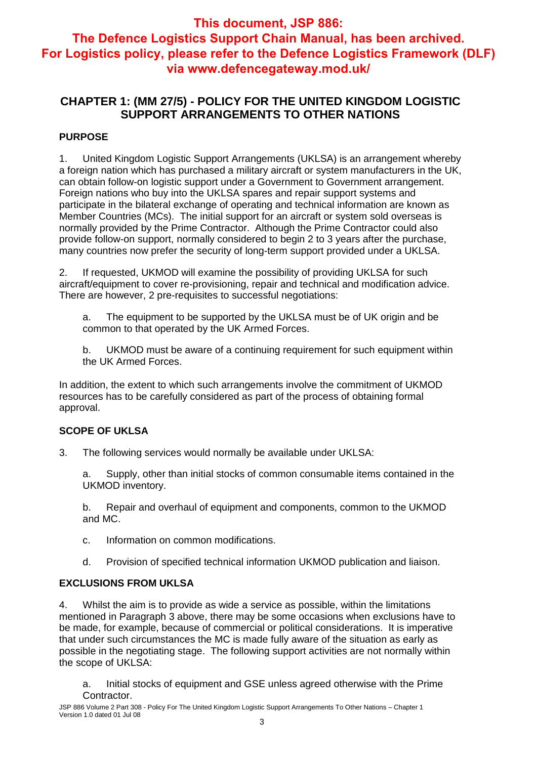**This document, JSP 886: The Defence Logistics Support Chain Manual, has been archived. For Logistics policy, please refer to the Defence Logistics Framework (DLF) via www.defencegateway.mod.uk/**

## CHAPTER 1: (MM 27/5) - POLICY FOR THE UNITED KINGDOM LOGISTIC SUPPORT ARRANGEMENTS TO OTHER NATIONS

### PURPOSE

1. United Kingdom Logistic Support Arrangements (UKLSA) is an arrangement whereby a foreign nation which has purchased a military aircraft or system manufacturers in the UK, can obtain follow-on logistic support under a Government to Government arrangement. Foreign nations who buy into the UKLSA spares and repair support systems and participate in the bilateral exchange of operating and technical information are known as Member Countries (MCs). The initial support for an aircraft or system sold overseas is normally provided by the Prime Contractor. Although the Prime Contractor could also provide follow-on support, normally considered to begin 2 to 3 years after the purchase, many countries now prefer the security of long-term support provided under a UKLSA.

2. If requested, UKMOD will examine the possibility of providing UKLSA for such aircraft/equipment to cover re-provisioning, repair and technical and modification advice. There are however, 2 pre-requisites to successful negotiations:

   a. The equipment to be supported by the UKLSA must be of UK origin and be common to that operated by the UK Armed Forces.

   b. UKMOD must be aware of a continuing requirement for such equipment within the UK Armed Forces.

In addition, the extent to which such arrangements involve the commitment of UKMOD resources has to be carefully considered as part of the process of obtaining formal approval.

### SCOPE OF UKLSA

3. The following services would normally be available under UKLSA:

   a. Supply, other than initial stocks of common consumable items contained in the UKMOD inventory.

   b. Repair and overhaul of equipment and components, common to the UKMOD and MC.

   c. Information on common modifications.

   d. Provision of specified technical information UKMOD publication and liaison.

### EXCLUSIONS FROM UKLSA

4. Whilst the aim is to provide as wide a service as possible, within the limitations mentioned in Paragraph 3 above, there may be some occasions when exclusions have to be made, for example, because of commercial or political considerations. It is imperative that under such circumstances the MC is made fully aware of the situation as early as possible in the negotiating stage. The following support activities are not normally within the scope of UKLSA:

   a. Initial stocks of equipment and GSE unless agreed otherwise with the Prime Contractor.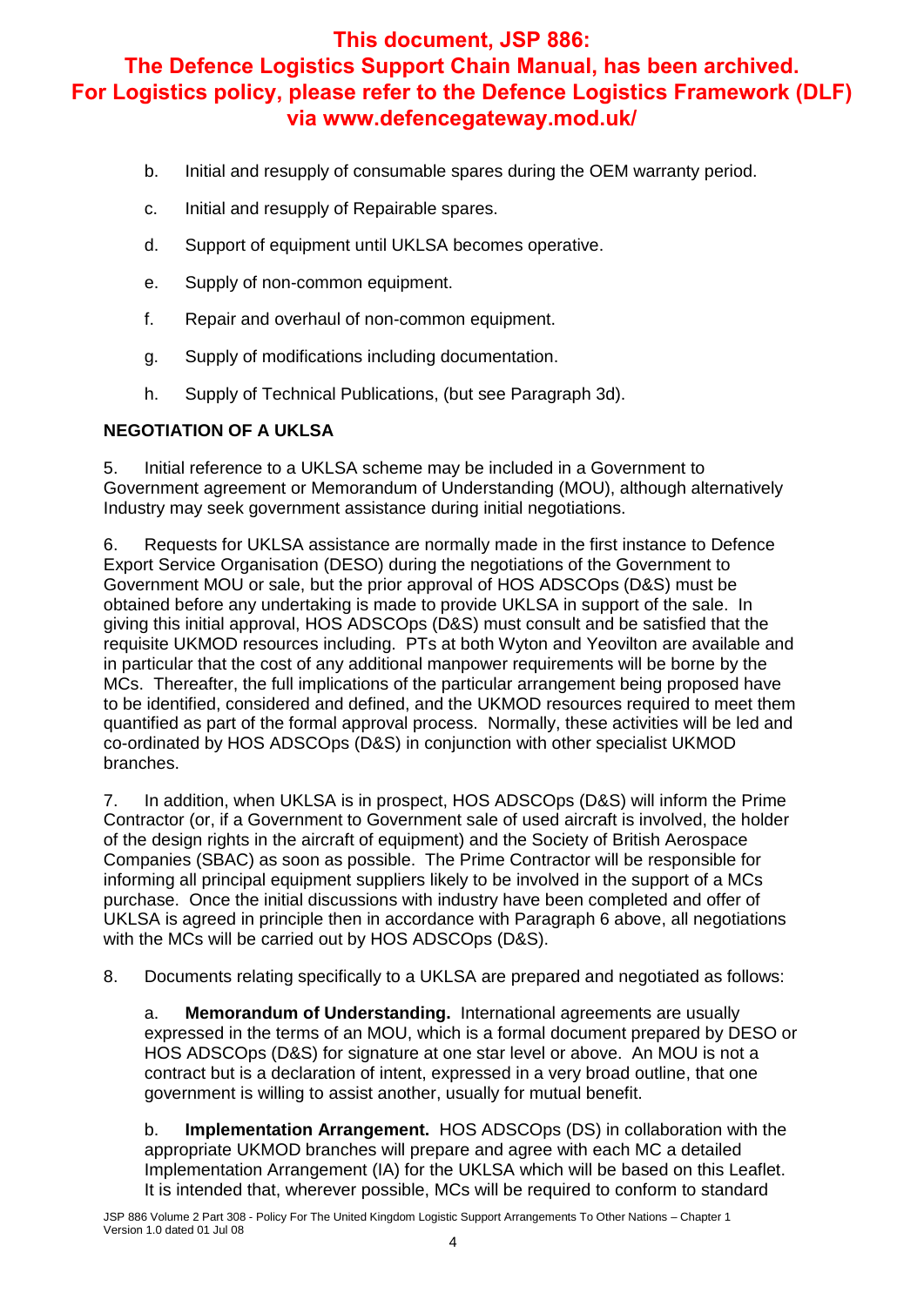**This document, JSP 886: The Defence Logistics Support Chain Manual, has been archived. For Logistics policy, please refer to the Defence Logistics Framework (DLF) via www.defencegateway.mod.uk/**

b. Initial and resupply of consumable spares during the OEM warranty period.

c. Initial and resupply of Repairable spares.

d. Support of equipment until UKLSA becomes operative.

e. Supply of non-common equipment.

f. Repair and overhaul of non-common equipment.

g. Supply of modifications including documentation.

h. Supply of Technical Publications, (but see Paragraph 3d).

## NEGOTIATION OF A UKLSA

5. Initial reference to a UKLSA scheme may be included in a Government to Government agreement or Memorandum of Understanding (MOU), although alternatively Industry may seek government assistance during initial negotiations.

6. Requests for UKLSA assistance are normally made in the first instance to Defence Export Service Organisation (DESO) during the negotiations of the Government to Government MOU or sale, but the prior approval of HOS ADSCOps (D&S) must be obtained before any undertaking is made to provide UKLSA in support of the sale. In giving this initial approval, HOS ADSCOps (D&S) must consult and be satisfied that the requisite UKMOD resources including. PTs at both Wyton and Yeovilton are available and in particular that the cost of any additional manpower requirements will be borne by the MCs. Thereafter, the full implications of the particular arrangement being proposed have to be identified, considered and defined, and the UKMOD resources required to meet them quantified as part of the formal approval process. Normally, these activities will be led and co-ordinated by HOS ADSCOps (D&S) in conjunction with other specialist UKMOD branches.

7. In addition, when UKLSA is in prospect, HOS ADSCOps (D&S) will inform the Prime Contractor (or, if a Government to Government sale of used aircraft is involved, the holder of the design rights in the aircraft of equipment) and the Society of British Aerospace Companies (SBAC) as soon as possible. The Prime Contractor will be responsible for informing all principal equipment suppliers likely to be involved in the support of a MCs purchase. Once the initial discussions with industry have been completed and offer of UKLSA is agreed in principle then in accordance with Paragraph 6 above, all negotiations with the MCs will be carried out by HOS ADSCOps (D&S).

8. Documents relating specifically to a UKLSA are prepared and negotiated as follows:

a. **Memorandum of Understanding.** International agreements are usually expressed in the terms of an MOU, which is a formal document prepared by DESO or HOS ADSCOps (D&S) for signature at one star level or above. An MOU is not a contract but is a declaration of intent, expressed in a very broad outline, that one government is willing to assist another, usually for mutual benefit.

b. **Implementation Arrangement.** HOS ADSCOps (DS) in collaboration with the appropriate UKMOD branches will prepare and agree with each MC a detailed Implementation Arrangement (IA) for the UKLSA which will be based on this Leaflet. It is intended that, wherever possible, MCs will be required to conform to standard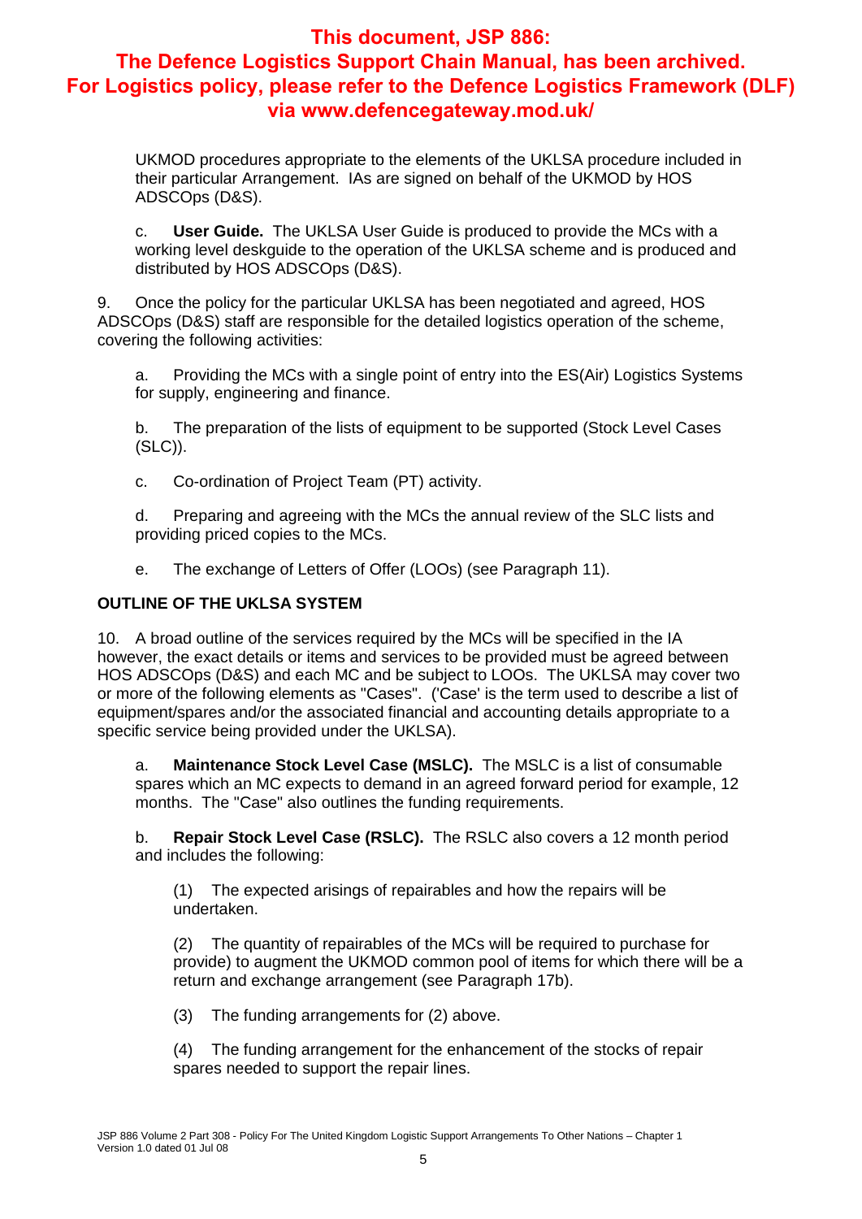UKMOD procedures appropriate to the elements of the UKLSA procedure included in their particular Arrangement. IAs are signed on behalf of the UKMOD by HOS ADSCOps (D&S).

c. **User Guide.** The UKLSA User Guide is produced to provide the MCs with a working level deskguide to the operation of the UKLSA scheme and is produced and distributed by HOS ADSCOps (D&S).

9. Once the policy for the particular UKLSA has been negotiated and agreed, HOS ADSCOps (D&S) staff are responsible for the detailed logistics operation of the scheme, covering the following activities:

a. Providing the MCs with a single point of entry into the ES(Air) Logistics Systems for supply, engineering and finance.

b. The preparation of the lists of equipment to be supported (Stock Level Cases (SLC)).

c. Co-ordination of Project Team (PT) activity.

d. Preparing and agreeing with the MCs the annual review of the SLC lists and providing priced copies to the MCs.

e. The exchange of Letters of Offer (LOOs) (see Paragraph 11).

**OUTLINE OF THE UKLSA SYSTEM**

10. A broad outline of the services required by the MCs will be specified in the IA however, the exact details or items and services to be provided must be agreed between HOS ADSCOps (D&S) and each MC and be subject to LOOs. The UKLSA may cover two or more of the following elements as "Cases". ('Case' is the term used to describe a list of equipment/spares and/or the associated financial and accounting details appropriate to a specific service being provided under the UKLSA).

a. **Maintenance Stock Level Case (MSLC).** The MSLC is a list of consumable spares which an MC expects to demand in an agreed forward period for example, 12 months. The "Case" also outlines the funding requirements.

b. **Repair Stock Level Case (RSLC).** The RSLC also covers a 12 month period and includes the following:

(1) The expected arisings of repairables and how the repairs will be undertaken.

(2) The quantity of repairables of the MCs will be required to purchase for provide) to augment the UKMOD common pool of items for which there will be a return and exchange arrangement (see Paragraph 17b).

(3) The funding arrangements for (2) above.

(4) The funding arrangement for the enhancement of the stocks of repair spares needed to support the repair lines.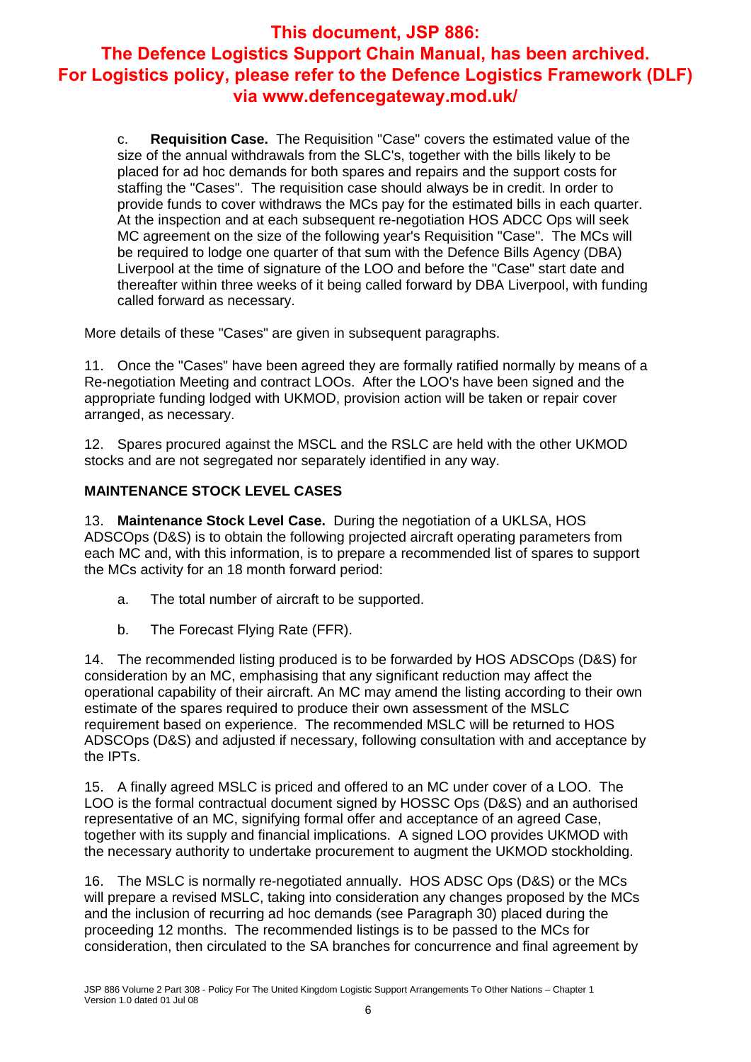**This document, JSP 886: The Defence Logistics Support Chain Manual, has been archived. For Logistics policy, please refer to the Defence Logistics Framework (DLF) via www.defencegateway.mod.uk/**

c. **Requisition Case.** The Requisition "Case" covers the estimated value of the size of the annual withdrawals from the SLC's, together with the bills likely to be placed for ad hoc demands for both spares and repairs and the support costs for staffing the "Cases". The requisition case should always be in credit. In order to provide funds to cover withdraws the MCs pay for the estimated bills in each quarter. At the inspection and at each subsequent re-negotiation HOS ADCC Ops will seek MC agreement on the size of the following year's Requisition "Case". The MCs will be required to lodge one quarter of that sum with the Defence Bills Agency (DBA) Liverpool at the time of signature of the LOO and before the "Case" start date and thereafter within three weeks of it being called forward by DBA Liverpool, with funding called forward as necessary.

More details of these "Cases" are given in subsequent paragraphs.

11. Once the "Cases" have been agreed they are formally ratified normally by means of a Re-negotiation Meeting and contract LOOs. After the LOO's have been signed and the appropriate funding lodged with UKMOD, provision action will be taken or repair cover arranged, as necessary.

12. Spares procured against the MSCL and the RSLC are held with the other UKMOD stocks and are not segregated nor separately identified in any way.

**MAINTENANCE STOCK LEVEL CASES**

13. **Maintenance Stock Level Case.** During the negotiation of a UKLSA, HOS ADSCOps (D&S) is to obtain the following projected aircraft operating parameters from each MC and, with this information, is to prepare a recommended list of spares to support the MCs activity for an 18 month forward period:

a. The total number of aircraft to be supported.

b. The Forecast Flying Rate (FFR).

14. The recommended listing produced is to be forwarded by HOS ADSCOps (D&S) for consideration by an MC, emphasising that any significant reduction may affect the operational capability of their aircraft. An MC may amend the listing according to their own estimate of the spares required to produce their own assessment of the MSLC requirement based on experience. The recommended MSLC will be returned to HOS ADSCOps (D&S) and adjusted if necessary, following consultation with and acceptance by the IPTs.

15. A finally agreed MSLC is priced and offered to an MC under cover of a LOO. The LOO is the formal contractual document signed by HOSSC Ops (D&S) and an authorised representative of an MC, signifying formal offer and acceptance of an agreed Case, together with its supply and financial implications. A signed LOO provides UKMOD with the necessary authority to undertake procurement to augment the UKMOD stockholding.

16. The MSLC is normally re-negotiated annually. HOS ADSC Ops (D&S) or the MCs will prepare a revised MSLC, taking into consideration any changes proposed by the MCs and the inclusion of recurring ad hoc demands (see Paragraph 30) placed during the proceeding 12 months. The recommended listings is to be passed to the MCs for consideration, then circulated to the SA branches for concurrence and final agreement by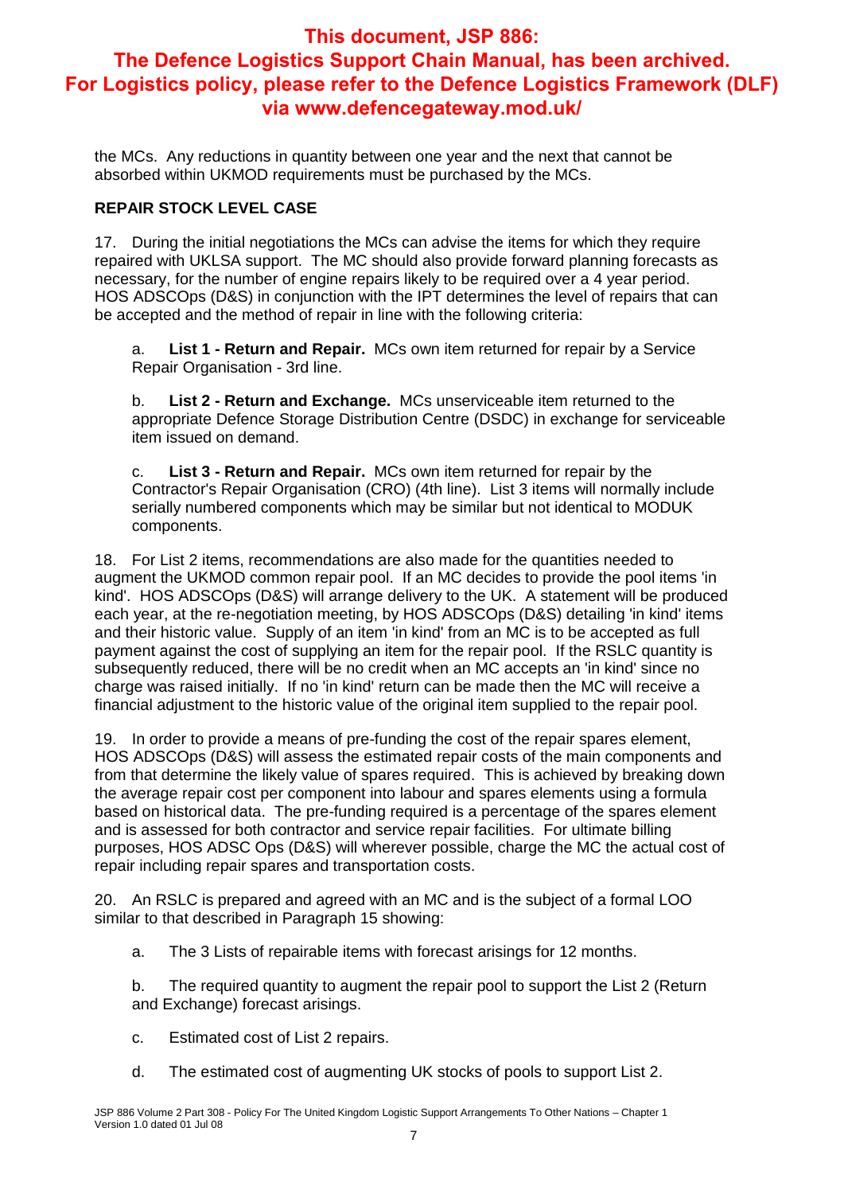the MCs. Any reductions in quantity between one year and the next that cannot be absorbed within UKMOD requirements must be purchased by the MCs.

**REPAIR STOCK LEVEL CASE**

17. During the initial negotiations the MCs can advise the items for which they require repaired with UKLSA support. The MC should also provide forward planning forecasts as necessary, for the number of engine repairs likely to be required over a 4 year period. HOS ADSCOps (D&S) in conjunction with the IPT determines the level of repairs that can be accepted and the method of repair in line with the following criteria:

a. **List 1 - Return and Repair.** MCs own item returned for repair by a Service Repair Organisation - 3rd line.

b. **List 2 - Return and Exchange.** MCs unserviceable item returned to the appropriate Defence Storage Distribution Centre (DSDC) in exchange for serviceable item issued on demand.

c. **List 3 - Return and Repair.** MCs own item returned for repair by the Contractor's Repair Organisation (CRO) (4th line). List 3 items will normally include serially numbered components which may be similar but not identical to MODUK components.

18. For List 2 items, recommendations are also made for the quantities needed to augment the UKMOD common repair pool. If an MC decides to provide the pool items 'in kind'. HOS ADSCOps (D&S) will arrange delivery to the UK. A statement will be produced each year, at the re-negotiation meeting, by HOS ADSCOps (D&S) detailing 'in kind' items and their historic value. Supply of an item 'in kind' from an MC is to be accepted as full payment against the cost of supplying an item for the repair pool. If the RSLC quantity is subsequently reduced, there will be no credit when an MC accepts an 'in kind' since no charge was raised initially. If no 'in kind' return can be made then the MC will receive a financial adjustment to the historic value of the original item supplied to the repair pool.

19. In order to provide a means of pre-funding the cost of the repair spares element, HOS ADSCOps (D&S) will assess the estimated repair costs of the main components and from that determine the likely value of spares required. This is achieved by breaking down the average repair cost per component into labour and spares elements using a formula based on historical data. The pre-funding required is a percentage of the spares element and is assessed for both contractor and service repair facilities. For ultimate billing purposes, HOS ADSC Ops (D&S) will wherever possible, charge the MC the actual cost of repair including repair spares and transportation costs.

20. An RSLC is prepared and agreed with an MC and is the subject of a formal LOO similar to that described in Paragraph 15 showing:

a. The 3 Lists of repairable items with forecast arisings for 12 months.

b. The required quantity to augment the repair pool to support the List 2 (Return and Exchange) forecast arisings.

c. Estimated cost of List 2 repairs.

d. The estimated cost of augmenting UK stocks of pools to support List 2.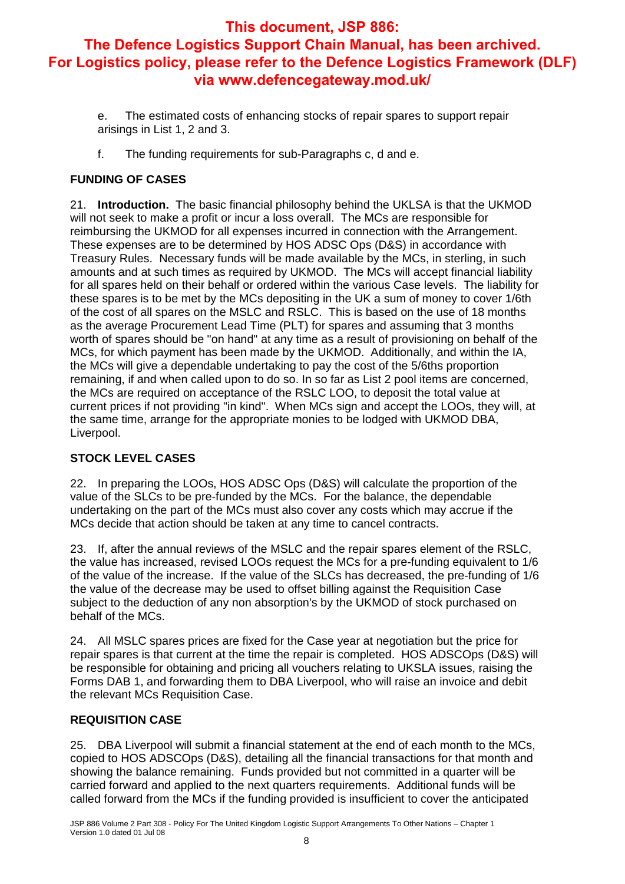**This document, JSP 886: The Defence Logistics Support Chain Manual, has been archived. For Logistics policy, please refer to the Defence Logistics Framework (DLF) via www.defencegateway.mod.uk/**

e. The estimated costs of enhancing stocks of repair spares to support repair arisings in List 1, 2 and 3.

f. The funding requirements for sub-Paragraphs c, d and e.

## FUNDING OF CASES

21. **Introduction.** The basic financial philosophy behind the UKLSA is that the UKMOD will not seek to make a profit or incur a loss overall. The MCs are responsible for reimbursing the UKMOD for all expenses incurred in connection with the Arrangement. These expenses are to be determined by HOS ADSC Ops (D&S) in accordance with Treasury Rules. Necessary funds will be made available by the MCs, in sterling, in such amounts and at such times as required by UKMOD. The MCs will accept financial liability for all spares held on their behalf or ordered within the various Case levels. The liability for these spares is to be met by the MCs depositing in the UK a sum of money to cover 1/6th of the cost of all spares on the MSLC and RSLC. This is based on the use of 18 months as the average Procurement Lead Time (PLT) for spares and assuming that 3 months worth of spares should be "on hand" at any time as a result of provisioning on behalf of the MCs, for which payment has been made by the UKMOD. Additionally, and within the IA, the MCs will give a dependable undertaking to pay the cost of the 5/6ths proportion remaining, if and when called upon to do so. In so far as List 2 pool items are concerned, the MCs are required on acceptance of the RSLC LOO, to deposit the total value at current prices if not providing "in kind". When MCs sign and accept the LOOs, they will, at the same time, arrange for the appropriate monies to be lodged with UKMOD DBA, Liverpool.

## STOCK LEVEL CASES

22. In preparing the LOOs, HOS ADSC Ops (D&S) will calculate the proportion of the value of the SLCs to be pre-funded by the MCs. For the balance, the dependable undertaking on the part of the MCs must also cover any costs which may accrue if the MCs decide that action should be taken at any time to cancel contracts.

23. If, after the annual reviews of the MSLC and the repair spares element of the RSLC, the value has increased, revised LOOs request the MCs for a pre-funding equivalent to 1/6 of the value of the increase. If the value of the SLCs has decreased, the pre-funding of 1/6 the value of the decrease may be used to offset billing against the Requisition Case subject to the deduction of any non absorption's by the UKMOD of stock purchased on behalf of the MCs.

24. All MSLC spares prices are fixed for the Case year at negotiation but the price for repair spares is that current at the time the repair is completed. HOS ADSCOps (D&S) will be responsible for obtaining and pricing all vouchers relating to UKSLA issues, raising the Forms DAB 1, and forwarding them to DBA Liverpool, who will raise an invoice and debit the relevant MCs Requisition Case.

## REQUISITION CASE

25. DBA Liverpool will submit a financial statement at the end of each month to the MCs, copied to HOS ADSCOps (D&S), detailing all the financial transactions for that month and showing the balance remaining. Funds provided but not committed in a quarter will be carried forward and applied to the next quarters requirements. Additional funds will be called forward from the MCs if the funding provided is insufficient to cover the anticipated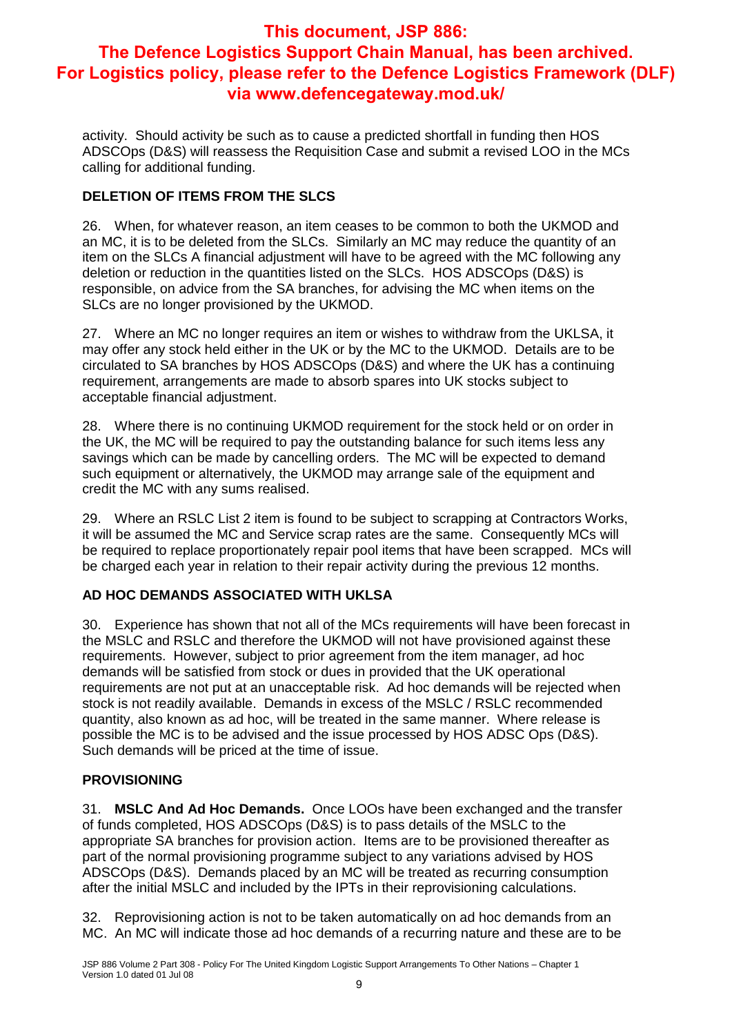activity. Should activity be such as to cause a predicted shortfall in funding then HOS ADSCOps (D&S) will reassess the Requisition Case and submit a revised LOO in the MCs calling for additional funding.

**DELETION OF ITEMS FROM THE SLCS**

26. When, for whatever reason, an item ceases to be common to both the UKMOD and an MC, it is to be deleted from the SLCs. Similarly an MC may reduce the quantity of an item on the SLCs A financial adjustment will have to be agreed with the MC following any deletion or reduction in the quantities listed on the SLCs. HOS ADSCOps (D&S) is responsible, on advice from the SA branches, for advising the MC when items on the SLCs are no longer provisioned by the UKMOD.

27. Where an MC no longer requires an item or wishes to withdraw from the UKLSA, it may offer any stock held either in the UK or by the MC to the UKMOD. Details are to be circulated to SA branches by HOS ADSCOps (D&S) and where the UK has a continuing requirement, arrangements are made to absorb spares into UK stocks subject to acceptable financial adjustment.

28. Where there is no continuing UKMOD requirement for the stock held or on order in the UK, the MC will be required to pay the outstanding balance for such items less any savings which can be made by cancelling orders. The MC will be expected to demand such equipment or alternatively, the UKMOD may arrange sale of the equipment and credit the MC with any sums realised.

29. Where an RSLC List 2 item is found to be subject to scrapping at Contractors Works, it will be assumed the MC and Service scrap rates are the same. Consequently MCs will be required to replace proportionately repair pool items that have been scrapped. MCs will be charged each year in relation to their repair activity during the previous 12 months.

**AD HOC DEMANDS ASSOCIATED WITH UKLSA**

30. Experience has shown that not all of the MCs requirements will have been forecast in the MSLC and RSLC and therefore the UKMOD will not have provisioned against these requirements. However, subject to prior agreement from the item manager, ad hoc demands will be satisfied from stock or dues in provided that the UK operational requirements are not put at an unacceptable risk. Ad hoc demands will be rejected when stock is not readily available. Demands in excess of the MSLC / RSLC recommended quantity, also known as ad hoc, will be treated in the same manner. Where release is possible the MC is to be advised and the issue processed by HOS ADSC Ops (D&S). Such demands will be priced at the time of issue.

**PROVISIONING**

31. **MSLC And Ad Hoc Demands.** Once LOOs have been exchanged and the transfer of funds completed, HOS ADSCOps (D&S) is to pass details of the MSLC to the appropriate SA branches for provision action. Items are to be provisioned thereafter as part of the normal provisioning programme subject to any variations advised by HOS ADSCOps (D&S). Demands placed by an MC will be treated as recurring consumption after the initial MSLC and included by the IPTs in their reprovisioning calculations.

32. Reprovisioning action is not to be taken automatically on ad hoc demands from an MC. An MC will indicate those ad hoc demands of a recurring nature and these are to be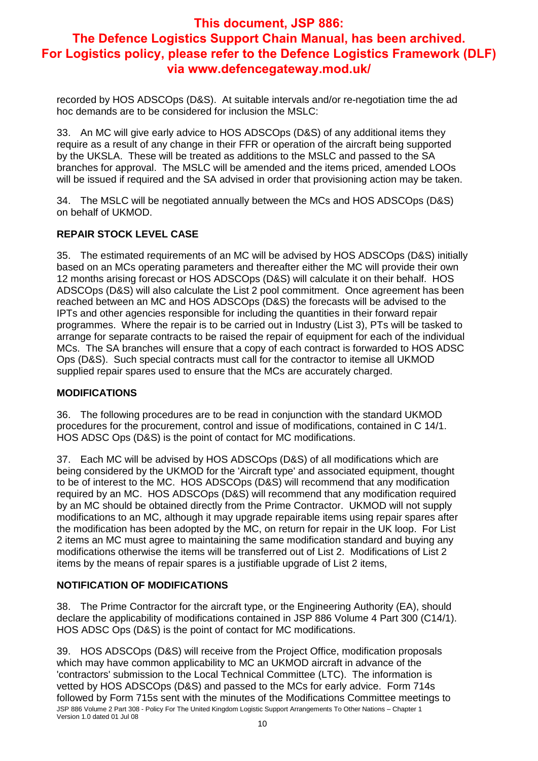# This document, JSP 886: The Defence Logistics Support Chain Manual, has been archived. For Logistics policy, please refer to the Defence Logistics Framework (DLF) via www.defencegateway.mod.uk/

recorded by HOS ADSCOps (D&S). At suitable intervals and/or re-negotiation time the ad hoc demands are to be considered for inclusion the MSLC:

33. An MC will give early advice to HOS ADSCOps (D&S) of any additional items they require as a result of any change in their FFR or operation of the aircraft being supported by the UKSLA. These will be treated as additions to the MSLC and passed to the SA branches for approval. The MSLC will be amended and the items priced, amended LOOs will be issued if required and the SA advised in order that provisioning action may be taken.

34. The MSLC will be negotiated annually between the MCs and HOS ADSCOps (D&S) on behalf of UKMOD.

**REPAIR STOCK LEVEL CASE**

35. The estimated requirements of an MC will be advised by HOS ADSCOps (D&S) initially based on an MCs operating parameters and thereafter either the MC will provide their own 12 months arising forecast or HOS ADSCOps (D&S) will calculate it on their behalf. HOS ADSCOps (D&S) will also calculate the List 2 pool commitment. Once agreement has been reached between an MC and HOS ADSCOps (D&S) the forecasts will be advised to the IPTs and other agencies responsible for including the quantities in their forward repair programmes. Where the repair is to be carried out in Industry (List 3), PTs will be tasked to arrange for separate contracts to be raised the repair of equipment for each of the individual MCs. The SA branches will ensure that a copy of each contract is forwarded to HOS ADSC Ops (D&S). Such special contracts must call for the contractor to itemise all UKMOD supplied repair spares used to ensure that the MCs are accurately charged.

**MODIFICATIONS**

36. The following procedures are to be read in conjunction with the standard UKMOD procedures for the procurement, control and issue of modifications, contained in C 14/1. HOS ADSC Ops (D&S) is the point of contact for MC modifications.

37. Each MC will be advised by HOS ADSCOps (D&S) of all modifications which are being considered by the UKMOD for the 'Aircraft type' and associated equipment, thought to be of interest to the MC. HOS ADSCOps (D&S) will recommend that any modification required by an MC. HOS ADSCOps (D&S) will recommend that any modification required by an MC should be obtained directly from the Prime Contractor. UKMOD will not supply modifications to an MC, although it may upgrade repairable items using repair spares after the modification has been adopted by the MC, on return for repair in the UK loop. For List 2 items an MC must agree to maintaining the same modification standard and buying any modifications otherwise the items will be transferred out of List 2. Modifications of List 2 items by the means of repair spares is a justifiable upgrade of List 2 items,

**NOTIFICATION OF MODIFICATIONS**

38. The Prime Contractor for the aircraft type, or the Engineering Authority (EA), should declare the applicability of modifications contained in JSP 886 Volume 4 Part 300 (C14/1). HOS ADSC Ops (D&S) is the point of contact for MC modifications.

39. HOS ADSCOps (D&S) will receive from the Project Office, modification proposals which may have common applicability to MC an UKMOD aircraft in advance of the 'contractors' submission to the Local Technical Committee (LTC). The information is vetted by HOS ADSCOps (D&S) and passed to the MCs for early advice. Form 714s followed by Form 715s sent with the minutes of the Modifications Committee meetings to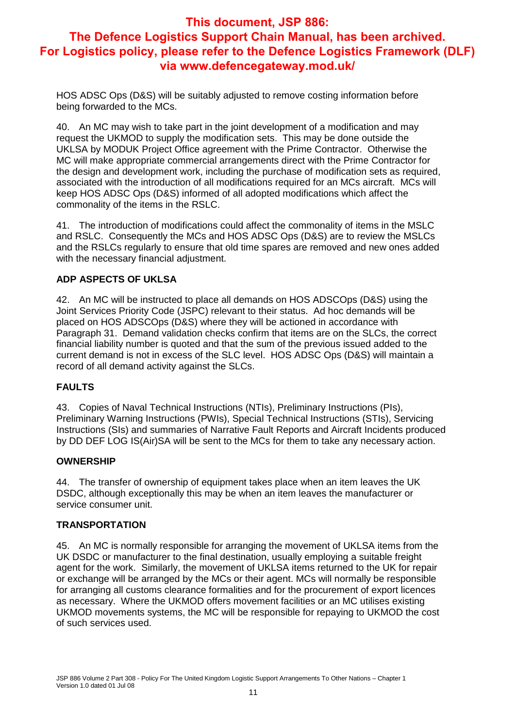**This document, JSP 886: The Defence Logistics Support Chain Manual, has been archived. For Logistics policy, please refer to the Defence Logistics Framework (DLF) via www.defencegateway.mod.uk/**

HOS ADSC Ops (D&S) will be suitably adjusted to remove costing information before being forwarded to the MCs.

40. An MC may wish to take part in the joint development of a modification and may request the UKMOD to supply the modification sets. This may be done outside the UKLSA by MODUK Project Office agreement with the Prime Contractor. Otherwise the MC will make appropriate commercial arrangements direct with the Prime Contractor for the design and development work, including the purchase of modification sets as required, associated with the introduction of all modifications required for an MCs aircraft. MCs will keep HOS ADSC Ops (D&S) informed of all adopted modifications which affect the commonality of the items in the RSLC.

41. The introduction of modifications could affect the commonality of items in the MSLC and RSLC. Consequently the MCs and HOS ADSC Ops (D&S) are to review the MSLCs and the RSLCs regularly to ensure that old time spares are removed and new ones added with the necessary financial adjustment.

## ADP ASPECTS OF UKLSA

42. An MC will be instructed to place all demands on HOS ADSCOps (D&S) using the Joint Services Priority Code (JSPC) relevant to their status. Ad hoc demands will be placed on HOS ADSCOps (D&S) where they will be actioned in accordance with Paragraph 31. Demand validation checks confirm that items are on the SLCs, the correct financial liability number is quoted and that the sum of the previous issued added to the current demand is not in excess of the SLC level. HOS ADSC Ops (D&S) will maintain a record of all demand activity against the SLCs.

## FAULTS

43. Copies of Naval Technical Instructions (NTIs), Preliminary Instructions (PIs), Preliminary Warning Instructions (PWIs), Special Technical Instructions (STIs), Servicing Instructions (SIs) and summaries of Narrative Fault Reports and Aircraft Incidents produced by DD DEF LOG IS(Air)SA will be sent to the MCs for them to take any necessary action.

## OWNERSHIP

44. The transfer of ownership of equipment takes place when an item leaves the UK DSDC, although exceptionally this may be when an item leaves the manufacturer or service consumer unit.

## TRANSPORTATION

45. An MC is normally responsible for arranging the movement of UKLSA items from the UK DSDC or manufacturer to the final destination, usually employing a suitable freight agent for the work. Similarly, the movement of UKLSA items returned to the UK for repair or exchange will be arranged by the MCs or their agent. MCs will normally be responsible for arranging all customs clearance formalities and for the procurement of export licences as necessary. Where the UKMOD offers movement facilities or an MC utilises existing UKMOD movements systems, the MC will be responsible for repaying to UKMOD the cost of such services used.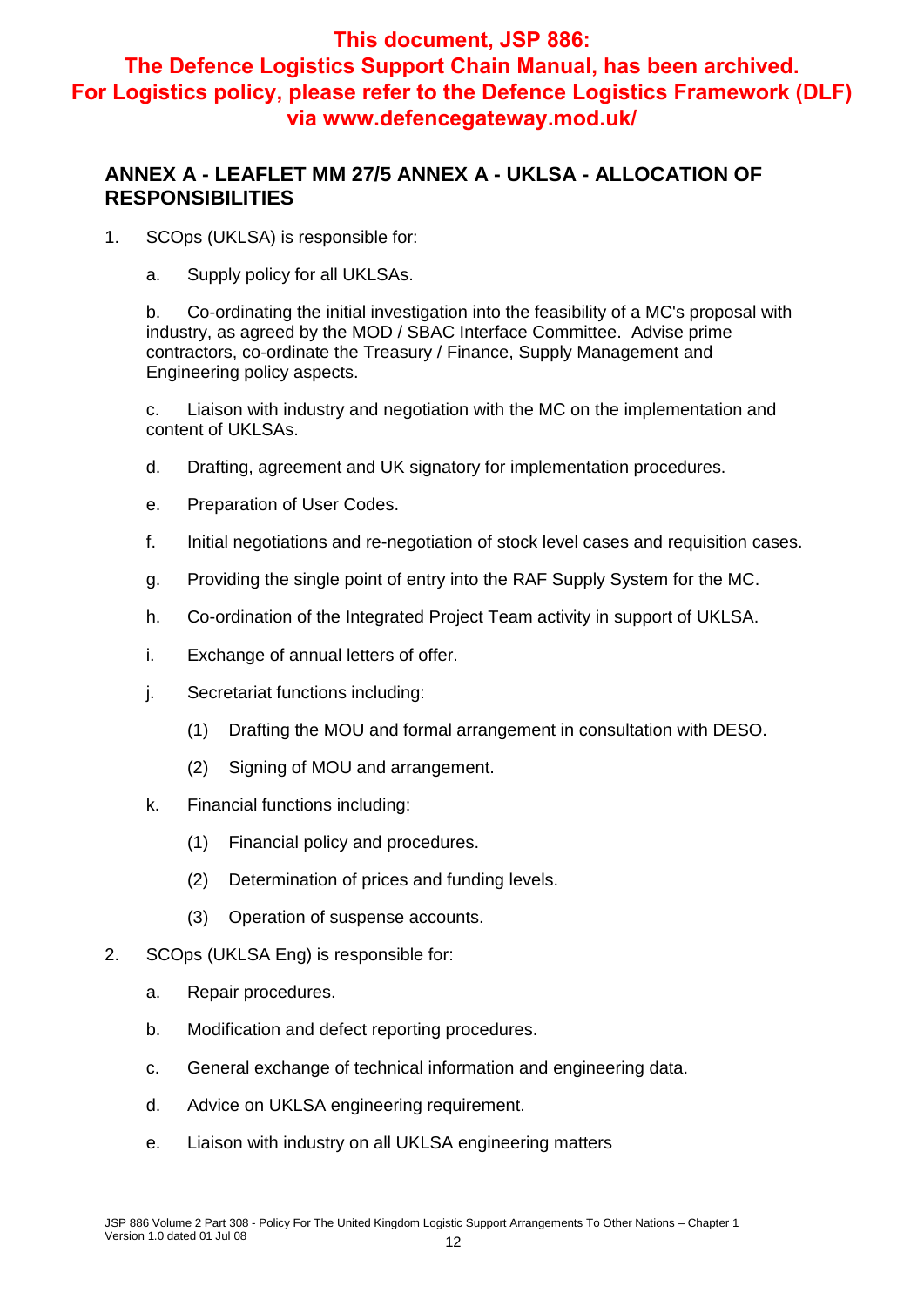**This document, JSP 886: The Defence Logistics Support Chain Manual, has been archived. For Logistics policy, please refer to the Defence Logistics Framework (DLF) via www.defencegateway.mod.uk/**

## ANNEX A - LEAFLET MM 27/5 ANNEX A - UKLSA - ALLOCATION OF RESPONSIBILITIES

1. SCOps (UKLSA) is responsible for:

   a. Supply policy for all UKLSAs.

   b. Co-ordinating the initial investigation into the feasibility of a MC's proposal with industry, as agreed by the MOD / SBAC Interface Committee. Advise prime contractors, co-ordinate the Treasury / Finance, Supply Management and Engineering policy aspects.

   c. Liaison with industry and negotiation with the MC on the implementation and content of UKLSAs.

   d. Drafting, agreement and UK signatory for implementation procedures.

   e. Preparation of User Codes.

   f. Initial negotiations and re-negotiation of stock level cases and requisition cases.

   g. Providing the single point of entry into the RAF Supply System for the MC.

   h. Co-ordination of the Integrated Project Team activity in support of UKLSA.

   i. Exchange of annual letters of offer.

   j. Secretariat functions including:

      (1) Drafting the MOU and formal arrangement in consultation with DESO.

      (2) Signing of MOU and arrangement.

   k. Financial functions including:

      (1) Financial policy and procedures.

      (2) Determination of prices and funding levels.

      (3) Operation of suspense accounts.

2. SCOps (UKLSA Eng) is responsible for:

   a. Repair procedures.

   b. Modification and defect reporting procedures.

   c. General exchange of technical information and engineering data.

   d. Advice on UKLSA engineering requirement.

   e. Liaison with industry on all UKLSA engineering matters